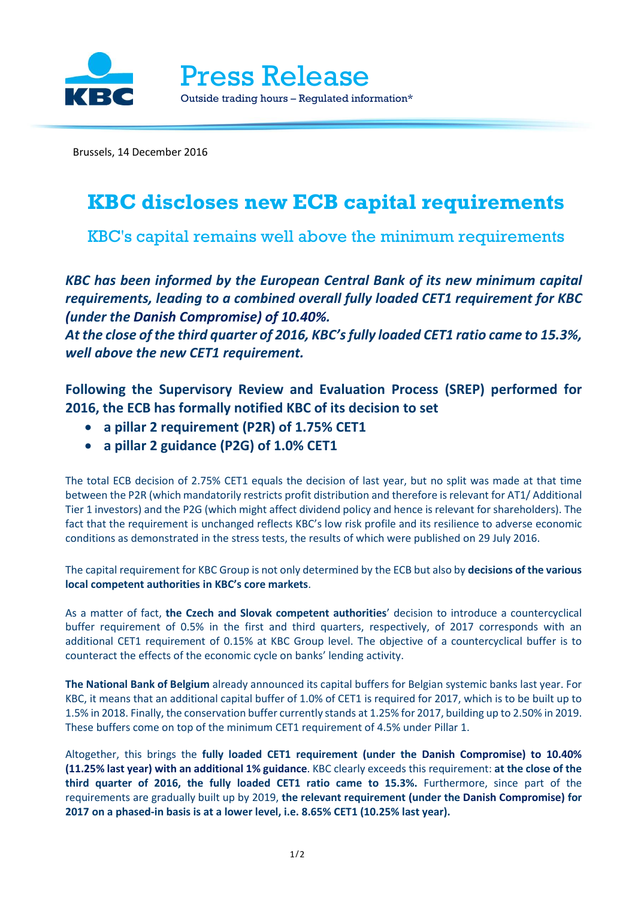Press Release

Outside trading hours – Regulated information*

Brussels, 14 December 2016

# KBC discloses new ECB capital requirements

## KBC's capital remains well above the minimum requirements

***KBC has been informed by the European Central Bank of its new minimum capital requirements, leading to a combined overall fully loaded CET1 requirement for KBC (under the Danish Compromise) of 10.40%.***
***At the close of the third quarter of 2016, KBC's fully loaded CET1 ratio came to 15.3%, well above the new CET1 requirement.***

**Following the Supervisory Review and Evaluation Process (SREP) performed for 2016, the ECB has formally notified KBC of its decision to set**

- **a pillar 2 requirement (P2R) of 1.75% CET1**
- **a pillar 2 guidance (P2G) of 1.0% CET1**

The total ECB decision of 2.75% CET1 equals the decision of last year, but no split was made at that time between the P2R (which mandatorily restricts profit distribution and therefore is relevant for AT1/ Additional Tier 1 investors) and the P2G (which might affect dividend policy and hence is relevant for shareholders). The fact that the requirement is unchanged reflects KBC's low risk profile and its resilience to adverse economic conditions as demonstrated in the stress tests, the results of which were published on 29 July 2016.

The capital requirement for KBC Group is not only determined by the ECB but also by **decisions of the various local competent authorities in KBC's core markets**.

As a matter of fact, **the Czech and Slovak competent authorities**' decision to introduce a countercyclical buffer requirement of 0.5% in the first and third quarters, respectively, of 2017 corresponds with an additional CET1 requirement of 0.15% at KBC Group level. The objective of a countercyclical buffer is to counteract the effects of the economic cycle on banks' lending activity.

**The National Bank of Belgium** already announced its capital buffers for Belgian systemic banks last year. For KBC, it means that an additional capital buffer of 1.0% of CET1 is required for 2017, which is to be built up to 1.5% in 2018. Finally, the conservation buffer currently stands at 1.25% for 2017, building up to 2.50% in 2019. These buffers come on top of the minimum CET1 requirement of 4.5% under Pillar 1.

Altogether, this brings the **fully loaded CET1 requirement (under the Danish Compromise) to 10.40% (11.25% last year) with an additional 1% guidance**. KBC clearly exceeds this requirement: **at the close of the third quarter of 2016, the fully loaded CET1 ratio came to 15.3%.** Furthermore, since part of the requirements are gradually built up by 2019, **the relevant requirement (under the Danish Compromise) for 2017 on a phased-in basis is at a lower level, i.e. 8.65% CET1 (10.25% last year).**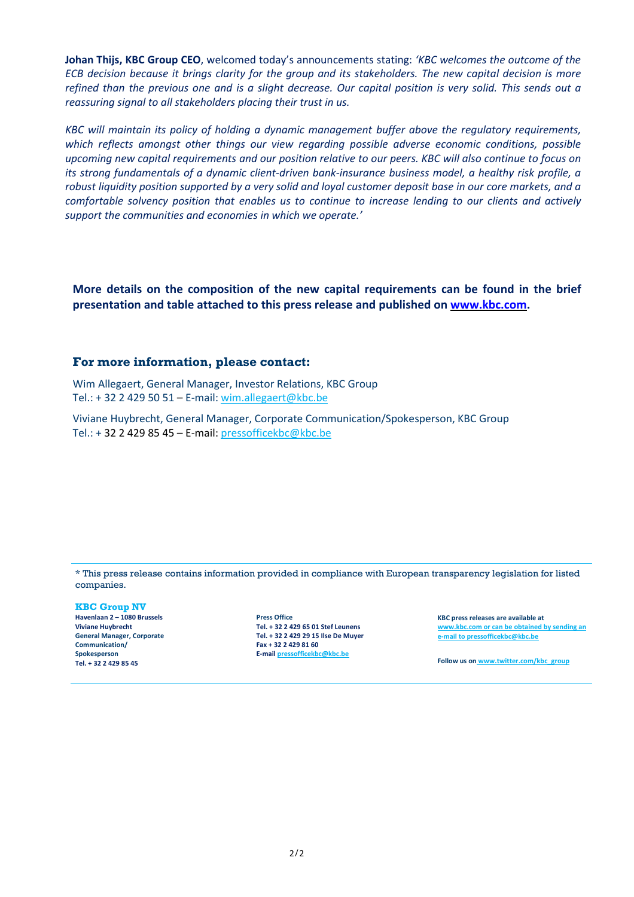**Johan Thijs, KBC Group CEO**, welcomed today's announcements stating: *'KBC welcomes the outcome of the ECB decision because it brings clarity for the group and its stakeholders. The new capital decision is more refined than the previous one and is a slight decrease. Our capital position is very solid. This sends out a reassuring signal to all stakeholders placing their trust in us.*

*KBC will maintain its policy of holding a dynamic management buffer above the regulatory requirements, which reflects amongst other things our view regarding possible adverse economic conditions, possible upcoming new capital requirements and our position relative to our peers. KBC will also continue to focus on its strong fundamentals of a dynamic client-driven bank-insurance business model, a healthy risk profile, a robust liquidity position supported by a very solid and loyal customer deposit base in our core markets, and a comfortable solvency position that enables us to continue to increase lending to our clients and actively support the communities and economies in which we operate.'*

**More details on the composition of the new capital requirements can be found in the brief presentation and table attached to this press release and published on [www.kbc.com](http://www.kbc.com).**

## For more information, please contact:

Wim Allegaert, General Manager, Investor Relations, KBC Group
Tel.: + 32 2 429 50 51 – E-mail: wim.allegaert@kbc.be

Viviane Huybrecht, General Manager, Corporate Communication/Spokesperson, KBC Group
Tel.: + 32 2 429 85 45 – E-mail: pressofficekbc@kbc.be

\* This press release contains information provided in compliance with European transparency legislation for listed companies.

**KBC Group NV**
**Havenlaan 2 – 1080 Brussels**
**Viviane Huybrecht**
**General Manager, Corporate Communication/ Spokesperson**
**Tel. + 32 2 429 85 45**

**Press Office**
**Tel. + 32 2 429 65 01 Stef Leunens**
**Tel. + 32 2 429 29 15 Ilse De Muyer**
**Fax + 32 2 429 81 60**
**E-mail pressofficekbc@kbc.be**

**KBC press releases are available at www.kbc.com or can be obtained by sending an e-mail to pressofficekbc@kbc.be**

**Follow us on www.twitter.com/kbc_group**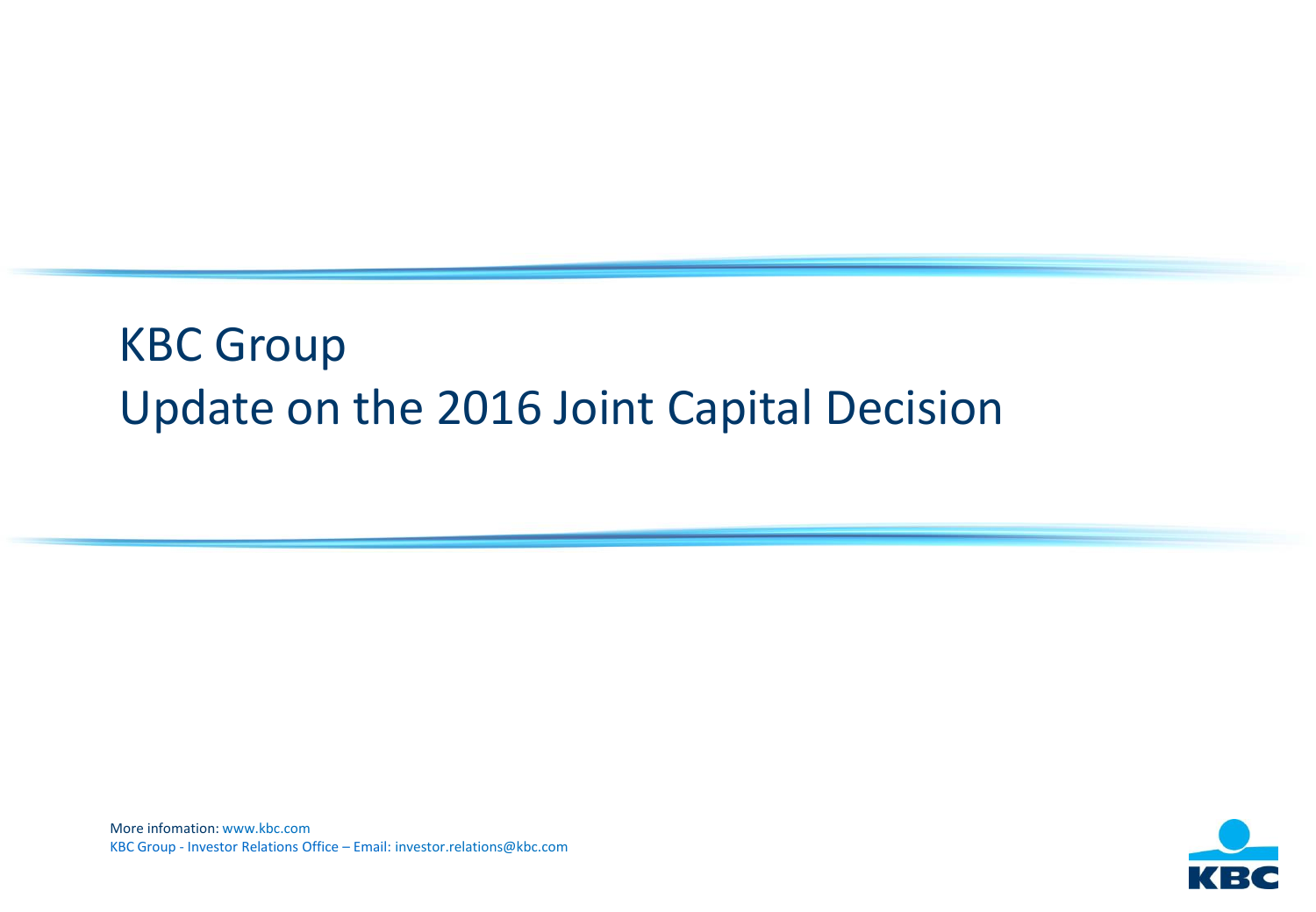# KBC Group
# Update on the 2016 Joint Capital Decision

More infomation: www.kbc.com

KBC Group - Investor Relations Office – Email: investor.relations@kbc.com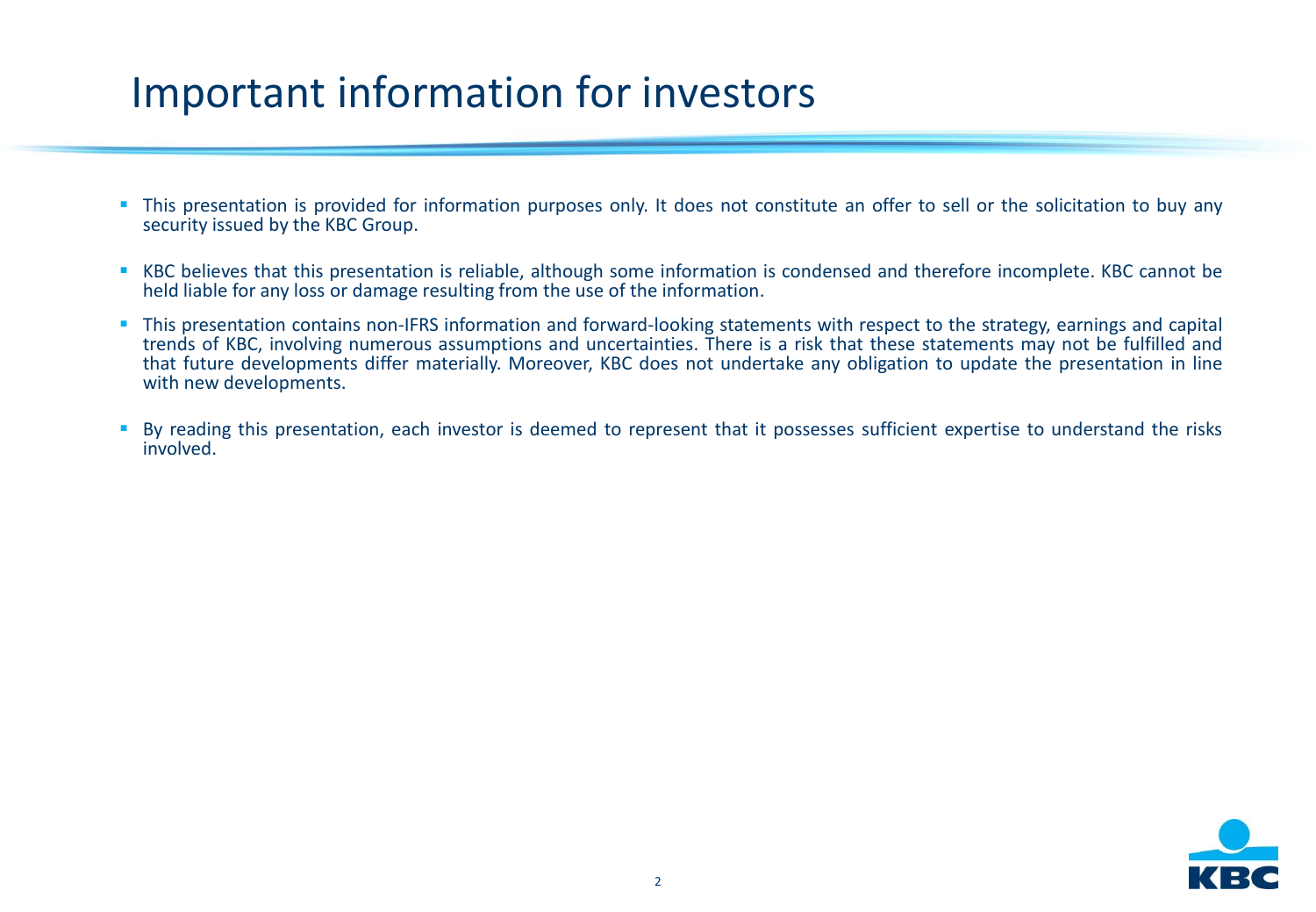# Important information for investors

- This presentation is provided for information purposes only. It does not constitute an offer to sell or the solicitation to buy any security issued by the KBC Group.
- KBC believes that this presentation is reliable, although some information is condensed and therefore incomplete. KBC cannot be held liable for any loss or damage resulting from the use of the information.
- This presentation contains non-IFRS information and forward-looking statements with respect to the strategy, earnings and capital trends of KBC, involving numerous assumptions and uncertainties. There is a risk that these statements may not be fulfilled and that future developments differ materially. Moreover, KBC does not undertake any obligation to update the presentation in line with new developments.
- By reading this presentation, each investor is deemed to represent that it possesses sufficient expertise to understand the risks involved.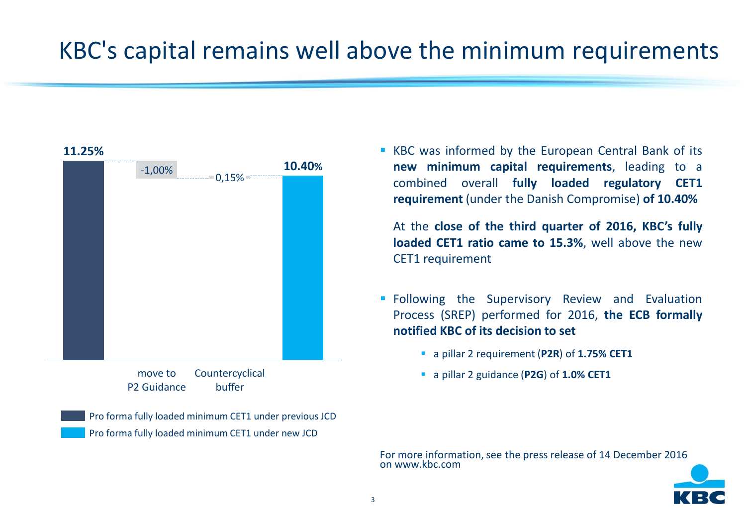# KBC's capital remains well above the minimum requirements

11.25%

-1,00%

0,15%

10.40%

move to P2 Guidance

Countercyclical buffer

Pro forma fully loaded minimum CET1 under previous JCD

Pro forma fully loaded minimum CET1 under new JCD

- KBC was informed by the European Central Bank of its **new minimum capital requirements**, leading to a combined overall **fully loaded regulatory CET1 requirement** (under the Danish Compromise) **of 10.40%**

  At the **close of the third quarter of 2016, KBC's fully loaded CET1 ratio came to 15.3%**, well above the new CET1 requirement

- Following the Supervisory Review and Evaluation Process (SREP) performed for 2016, **the ECB formally notified KBC of its decision to set**
  - a pillar 2 requirement (**P2R**) of **1.75% CET1**
  - a pillar 2 guidance (**P2G**) of **1.0% CET1**

For more information, see the press release of 14 December 2016 on www.kbc.com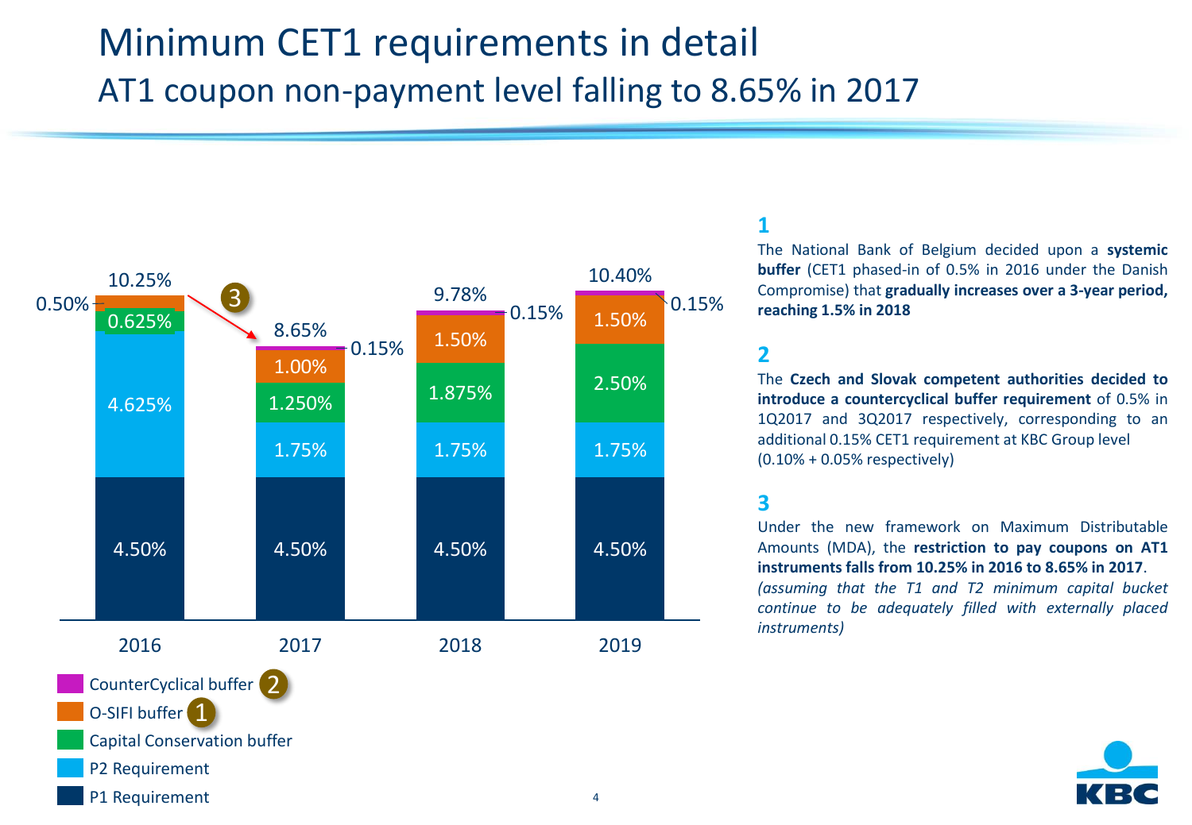# Minimum CET1 requirements in detail

## AT1 coupon non-payment level falling to 8.65% in 2017

| | 2016 | 2017 | 2018 | 2019 |
|---|---|---|---|---|
| CounterCyclical buffer (2) | | 0.15% | 0.15% | 0.15% |
| O-SIFI buffer (1) | 0.50% | 1.00% | 1.50% | 1.50% |
| Capital Conservation buffer | 0.625% | 1.250% | 1.875% | 2.50% |
| P2 Requirement | 4.625% | 1.75% | 1.75% | 1.75% |
| P1 Requirement | 4.50% | 4.50% | 4.50% | 4.50% |
| **Total** | 10.25% | 8.65% | 9.78% | 10.40% |

**1**

The National Bank of Belgium decided upon a **systemic buffer** (CET1 phased-in of 0.5% in 2016 under the Danish Compromise) that **gradually increases over a 3-year period, reaching 1.5% in 2018**

**2**

The **Czech and Slovak competent authorities decided to introduce a countercyclical buffer requirement** of 0.5% in 1Q2017 and 3Q2017 respectively, corresponding to an additional 0.15% CET1 requirement at KBC Group level (0.10% + 0.05% respectively)

**3**

Under the new framework on Maximum Distributable Amounts (MDA), the **restriction to pay coupons on AT1 instruments falls from 10.25% in 2016 to 8.65% in 2017**.
*(assuming that the T1 and T2 minimum capital bucket continue to be adequately filled with externally placed instruments)*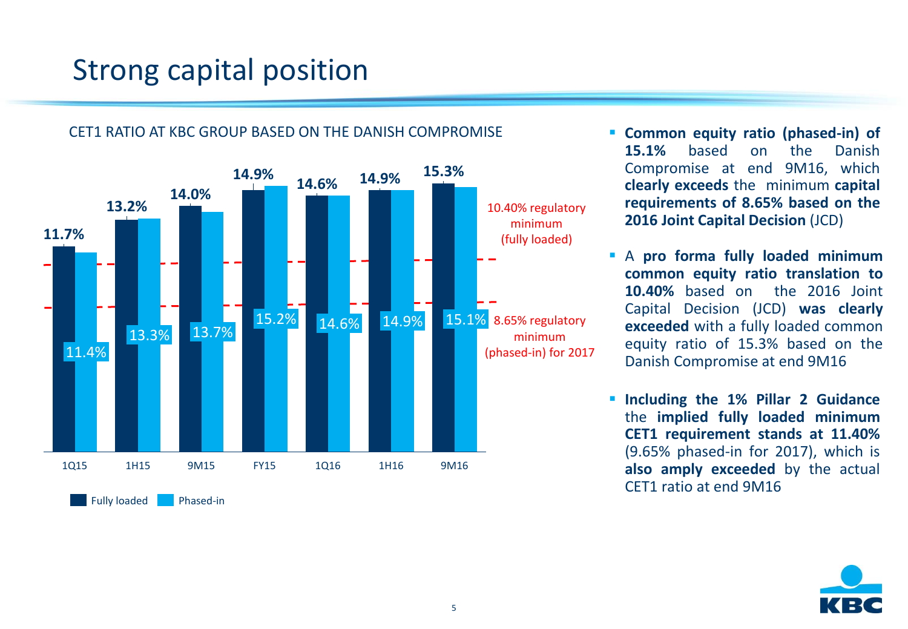# Strong capital position

CET1 RATIO AT KBC GROUP BASED ON THE DANISH COMPROMISE

| | 1Q15 | 1H15 | 9M15 | FY15 | 1Q16 | 1H16 | 9M16 |
|---|---|---|---|---|---|---|---|
| Fully loaded | 11.7% | 13.2% | 14.0% | 14.9% | 14.6% | 14.9% | 15.3% |
| Phased-in | 11.4% | 13.3% | 13.7% | 15.2% | 14.6% | 14.9% | 15.1% |

10.40% regulatory minimum (fully loaded)

8.65% regulatory minimum (phased-in) for 2017

- **Common equity ratio (phased-in) of 15.1%** based on the Danish Compromise at end 9M16, which **clearly exceeds** the minimum **capital requirements of 8.65% based on the 2016 Joint Capital Decision** (JCD)
- A **pro forma fully loaded minimum common equity ratio translation to 10.40%** based on the 2016 Joint Capital Decision (JCD) **was clearly exceeded** with a fully loaded common equity ratio of 15.3% based on the Danish Compromise at end 9M16
- **Including the 1% Pillar 2 Guidance** the **implied fully loaded minimum CET1 requirement stands at 11.40%** (9.65% phased-in for 2017), which is **also amply exceeded** by the actual CET1 ratio at end 9M16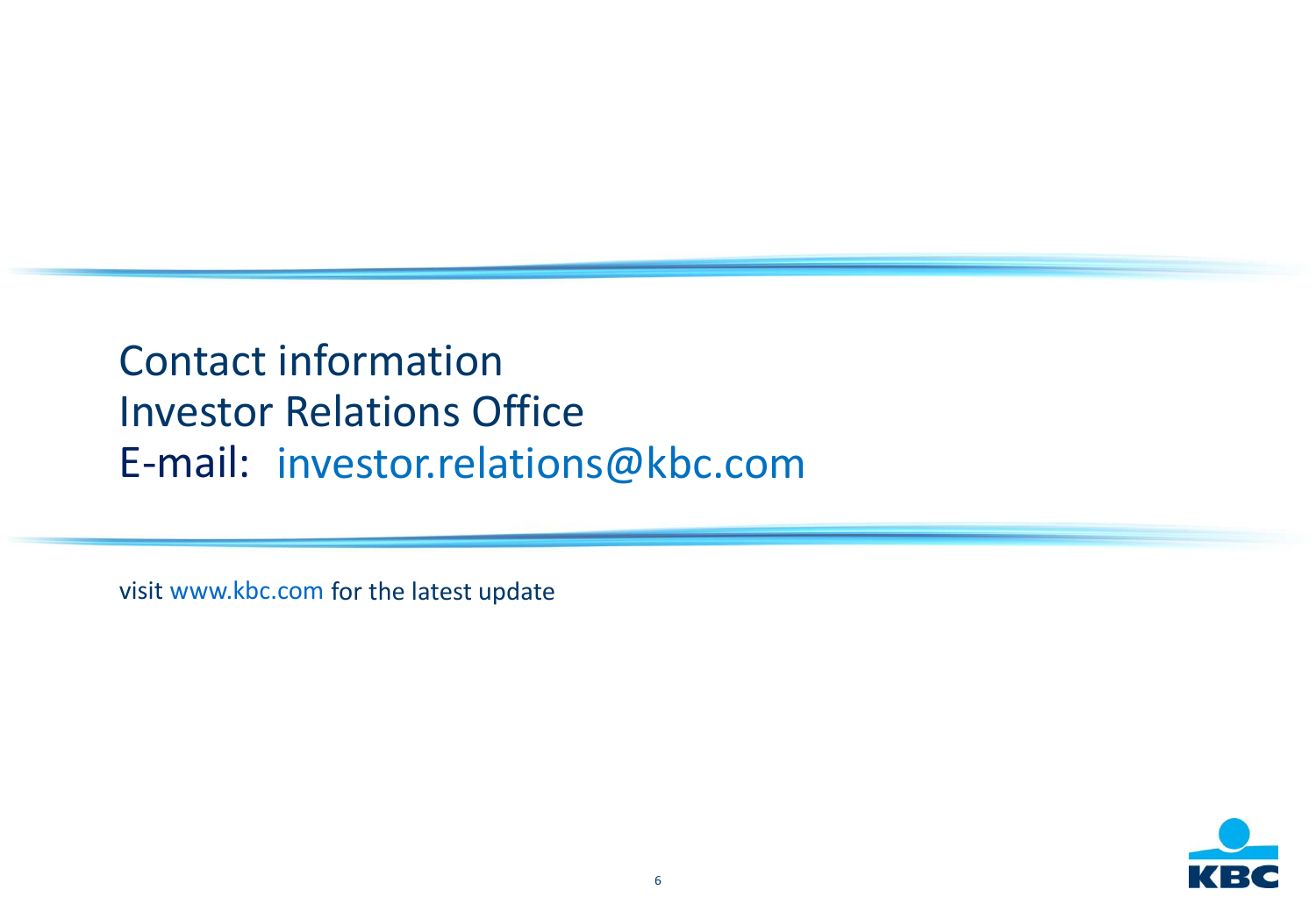Contact information
Investor Relations Office
E-mail: investor.relations@kbc.com

visit www.kbc.com for the latest update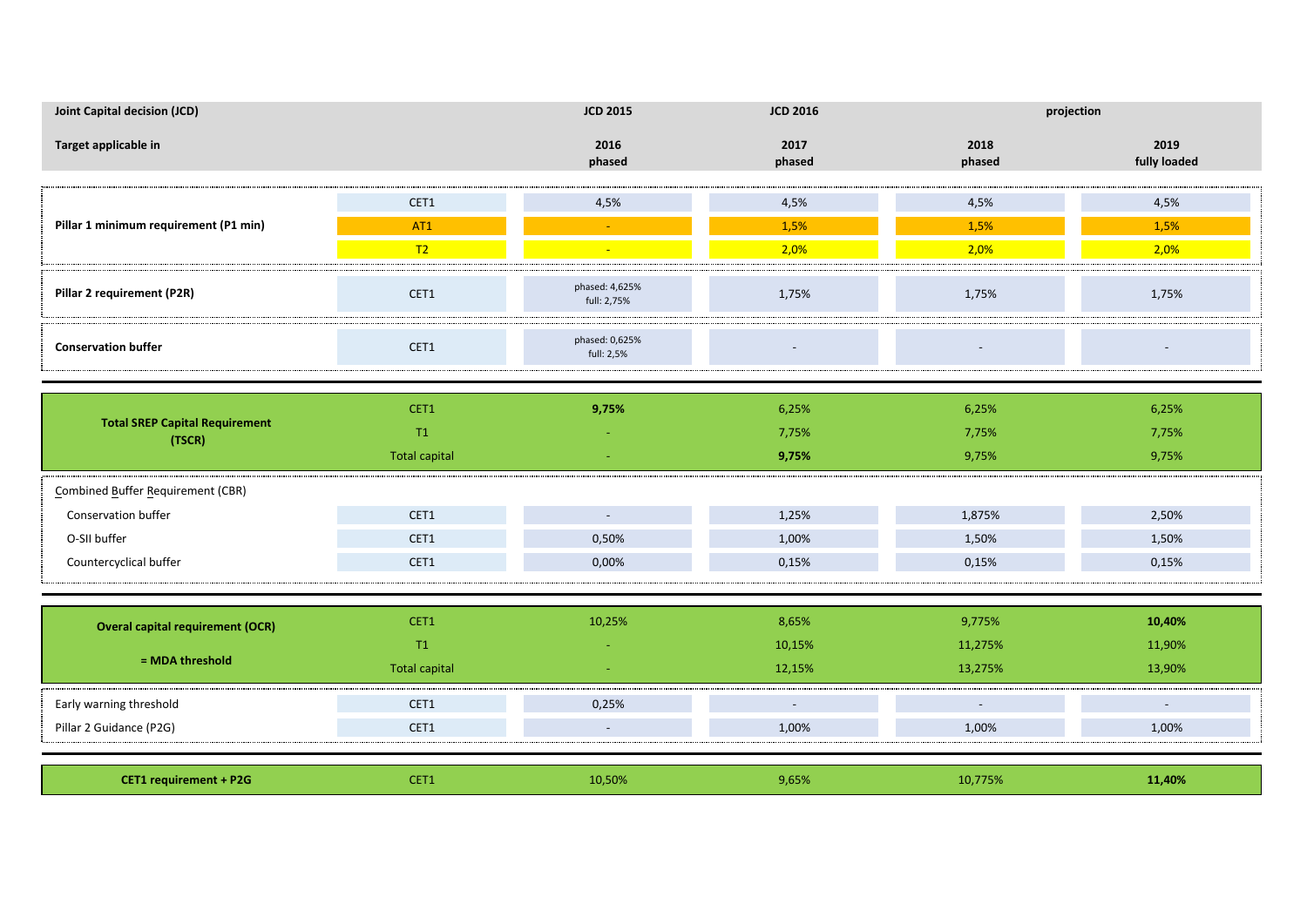| Joint Capital decision (JCD) | | JCD 2015 | JCD 2016 | projection | |
|---|---|---|---|---|---|
| **Target applicable in** | | **2016 phased** | **2017 phased** | **2018 phased** | **2019 fully loaded** |
| **Pillar 1 minimum requirement (P1 min)** | CET1 | 4,5% | 4,5% | 4,5% | 4,5% |
| | AT1 | - | 1,5% | 1,5% | 1,5% |
| | T2 | - | 2,0% | 2,0% | 2,0% |
| **Pillar 2 requirement (P2R)** | CET1 | phased: 4,625% full: 2,75% | 1,75% | 1,75% | 1,75% |
| **Conservation buffer** | CET1 | phased: 0,625% full: 2,5% | - | - | - |
| **Total SREP Capital Requirement (TSCR)** | CET1 | **9,75%** | 6,25% | 6,25% | 6,25% |
| | T1 | - | 7,75% | 7,75% | 7,75% |
| | Total capital | - | **9,75%** | 9,75% | 9,75% |
| Combined Buffer Requirement (CBR) | | | | | |
| Conservation buffer | CET1 | - | 1,25% | 1,875% | 2,50% |
| O-SII buffer | CET1 | 0,50% | 1,00% | 1,50% | 1,50% |
| Countercyclical buffer | CET1 | 0,00% | 0,15% | 0,15% | 0,15% |
| **Overal capital requirement (OCR) = MDA threshold** | CET1 | 10,25% | 8,65% | 9,775% | **10,40%** |
| | T1 | - | 10,15% | 11,275% | 11,90% |
| | Total capital | - | 12,15% | 13,275% | 13,90% |
| Early warning threshold | CET1 | 0,25% | - | - | - |
| Pillar 2 Guidance (P2G) | CET1 | - | 1,00% | 1,00% | 1,00% |
| **CET1 requirement + P2G** | CET1 | 10,50% | 9,65% | 10,775% | **11,40%** |